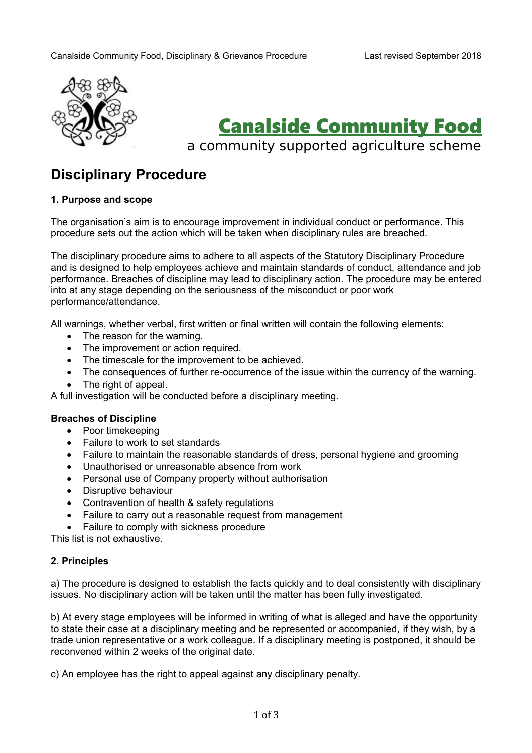# Canalside Community Food

a community supported agriculture scheme

## Disciplinary Procedure

### 1. Purpose and scope

The organisation's aim is to encourage improvement in individual conduct or performance. This procedure sets out the action which will be taken when disciplinary rules are breached.

The disciplinary procedure aims to adhere to all aspects of the Statutory Disciplinary Procedure and is designed to help employees achieve and maintain standards of conduct, attendance and job performance. Breaches of discipline may lead to disciplinary action. The procedure may be entered into at any stage depending on the seriousness of the misconduct or poor work performance/attendance.

All warnings, whether verbal, first written or final written will contain the following elements:

- The reason for the warning.
- The improvement or action required.
- The timescale for the improvement to be achieved.
- The consequences of further re-occurrence of the issue within the currency of the warning.
- The right of appeal.

A full investigation will be conducted before a disciplinary meeting.

**Breaches of Discipline**

- Poor timekeeping
- Failure to work to set standards
- Failure to maintain the reasonable standards of dress, personal hygiene and grooming
- Unauthorised or unreasonable absence from work
- Personal use of Company property without authorisation
- Disruptive behaviour
- Contravention of health & safety regulations
- Failure to carry out a reasonable request from management
- Failure to comply with sickness procedure

This list is not exhaustive.

### 2. Principles

a) The procedure is designed to establish the facts quickly and to deal consistently with disciplinary issues. No disciplinary action will be taken until the matter has been fully investigated.

b) At every stage employees will be informed in writing of what is alleged and have the opportunity to state their case at a disciplinary meeting and be represented or accompanied, if they wish, by a trade union representative or a work colleague. If a disciplinary meeting is postponed, it should be reconvened within 2 weeks of the original date.

c) An employee has the right to appeal against any disciplinary penalty.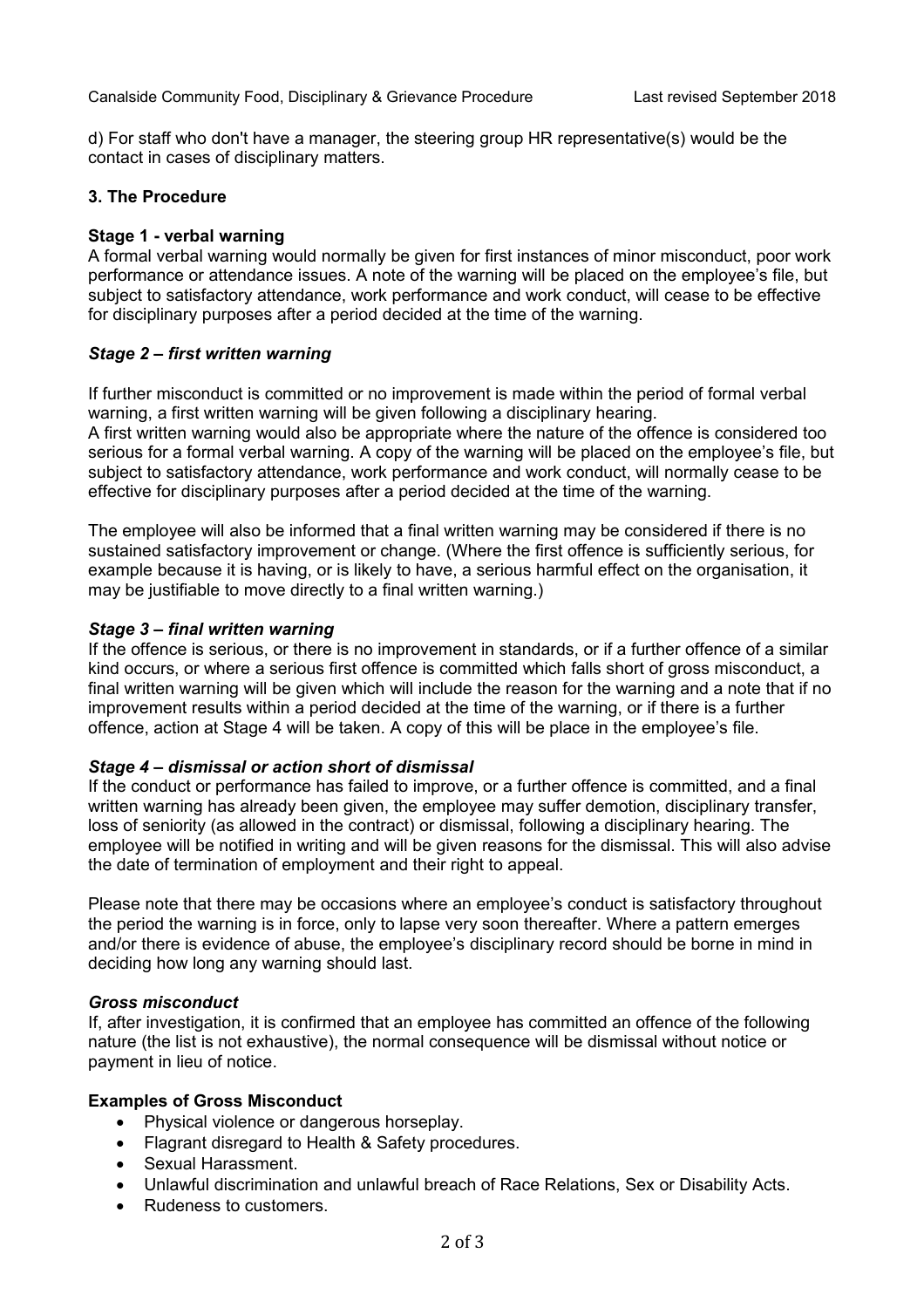d) For staff who don't have a manager, the steering group HR representative(s) would be the contact in cases of disciplinary matters.

## 3. The Procedure

**Stage 1 - verbal warning**

A formal verbal warning would normally be given for first instances of minor misconduct, poor work performance or attendance issues. A note of the warning will be placed on the employee's file, but subject to satisfactory attendance, work performance and work conduct, will cease to be effective for disciplinary purposes after a period decided at the time of the warning.

***Stage 2 – first written warning***

If further misconduct is committed or no improvement is made within the period of formal verbal warning, a first written warning will be given following a disciplinary hearing.
A first written warning would also be appropriate where the nature of the offence is considered too serious for a formal verbal warning. A copy of the warning will be placed on the employee's file, but subject to satisfactory attendance, work performance and work conduct, will normally cease to be effective for disciplinary purposes after a period decided at the time of the warning.

The employee will also be informed that a final written warning may be considered if there is no sustained satisfactory improvement or change. (Where the first offence is sufficiently serious, for example because it is having, or is likely to have, a serious harmful effect on the organisation, it may be justifiable to move directly to a final written warning.)

***Stage 3 – final written warning***

If the offence is serious, or there is no improvement in standards, or if a further offence of a similar kind occurs, or where a serious first offence is committed which falls short of gross misconduct, a final written warning will be given which will include the reason for the warning and a note that if no improvement results within a period decided at the time of the warning, or if there is a further offence, action at Stage 4 will be taken. A copy of this will be place in the employee's file.

***Stage 4 – dismissal or action short of dismissal***

If the conduct or performance has failed to improve, or a further offence is committed, and a final written warning has already been given, the employee may suffer demotion, disciplinary transfer, loss of seniority (as allowed in the contract) or dismissal, following a disciplinary hearing. The employee will be notified in writing and will be given reasons for the dismissal. This will also advise the date of termination of employment and their right to appeal.

Please note that there may be occasions where an employee's conduct is satisfactory throughout the period the warning is in force, only to lapse very soon thereafter. Where a pattern emerges and/or there is evidence of abuse, the employee's disciplinary record should be borne in mind in deciding how long any warning should last.

***Gross misconduct***

If, after investigation, it is confirmed that an employee has committed an offence of the following nature (the list is not exhaustive), the normal consequence will be dismissal without notice or payment in lieu of notice.

**Examples of Gross Misconduct**

- Physical violence or dangerous horseplay.
- Flagrant disregard to Health & Safety procedures.
- Sexual Harassment.
- Unlawful discrimination and unlawful breach of Race Relations, Sex or Disability Acts.
- Rudeness to customers.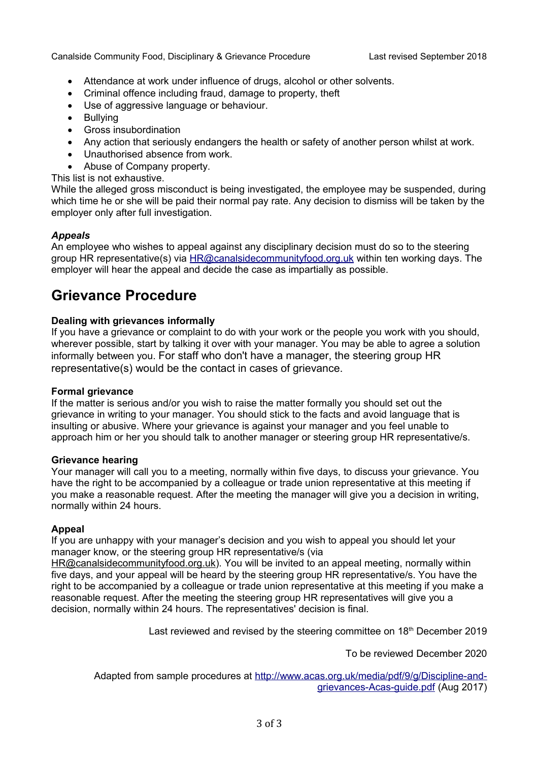- Attendance at work under influence of drugs, alcohol or other solvents.
- Criminal offence including fraud, damage to property, theft
- Use of aggressive language or behaviour.
- Bullying
- Gross insubordination
- Any action that seriously endangers the health or safety of another person whilst at work.
- Unauthorised absence from work.
- Abuse of Company property.

This list is not exhaustive.

While the alleged gross misconduct is being investigated, the employee may be suspended, during which time he or she will be paid their normal pay rate. Any decision to dismiss will be taken by the employer only after full investigation.

***Appeals***

An employee who wishes to appeal against any disciplinary decision must do so to the steering group HR representative(s) via HR@canalsidecommunityfood.org.uk within ten working days. The employer will hear the appeal and decide the case as impartially as possible.

# Grievance Procedure

**Dealing with grievances informally**

If you have a grievance or complaint to do with your work or the people you work with you should, wherever possible, start by talking it over with your manager. You may be able to agree a solution informally between you. For staff who don't have a manager, the steering group HR representative(s) would be the contact in cases of grievance.

**Formal grievance**

If the matter is serious and/or you wish to raise the matter formally you should set out the grievance in writing to your manager. You should stick to the facts and avoid language that is insulting or abusive. Where your grievance is against your manager and you feel unable to approach him or her you should talk to another manager or steering group HR representative/s.

**Grievance hearing**

Your manager will call you to a meeting, normally within five days, to discuss your grievance. You have the right to be accompanied by a colleague or trade union representative at this meeting if you make a reasonable request. After the meeting the manager will give you a decision in writing, normally within 24 hours.

**Appeal**

If you are unhappy with your manager's decision and you wish to appeal you should let your manager know, or the steering group HR representative/s (via HR@canalsidecommunityfood.org.uk). You will be invited to an appeal meeting, normally within five days, and your appeal will be heard by the steering group HR representative/s. You have the right to be accompanied by a colleague or trade union representative at this meeting if you make a reasonable request. After the meeting the steering group HR representatives will give you a decision, normally within 24 hours. The representatives' decision is final.

Last reviewed and revised by the steering committee on 18th December 2019

To be reviewed December 2020

Adapted from sample procedures at http://www.acas.org.uk/media/pdf/9/g/Discipline-and-grievances-Acas-guide.pdf (Aug 2017)